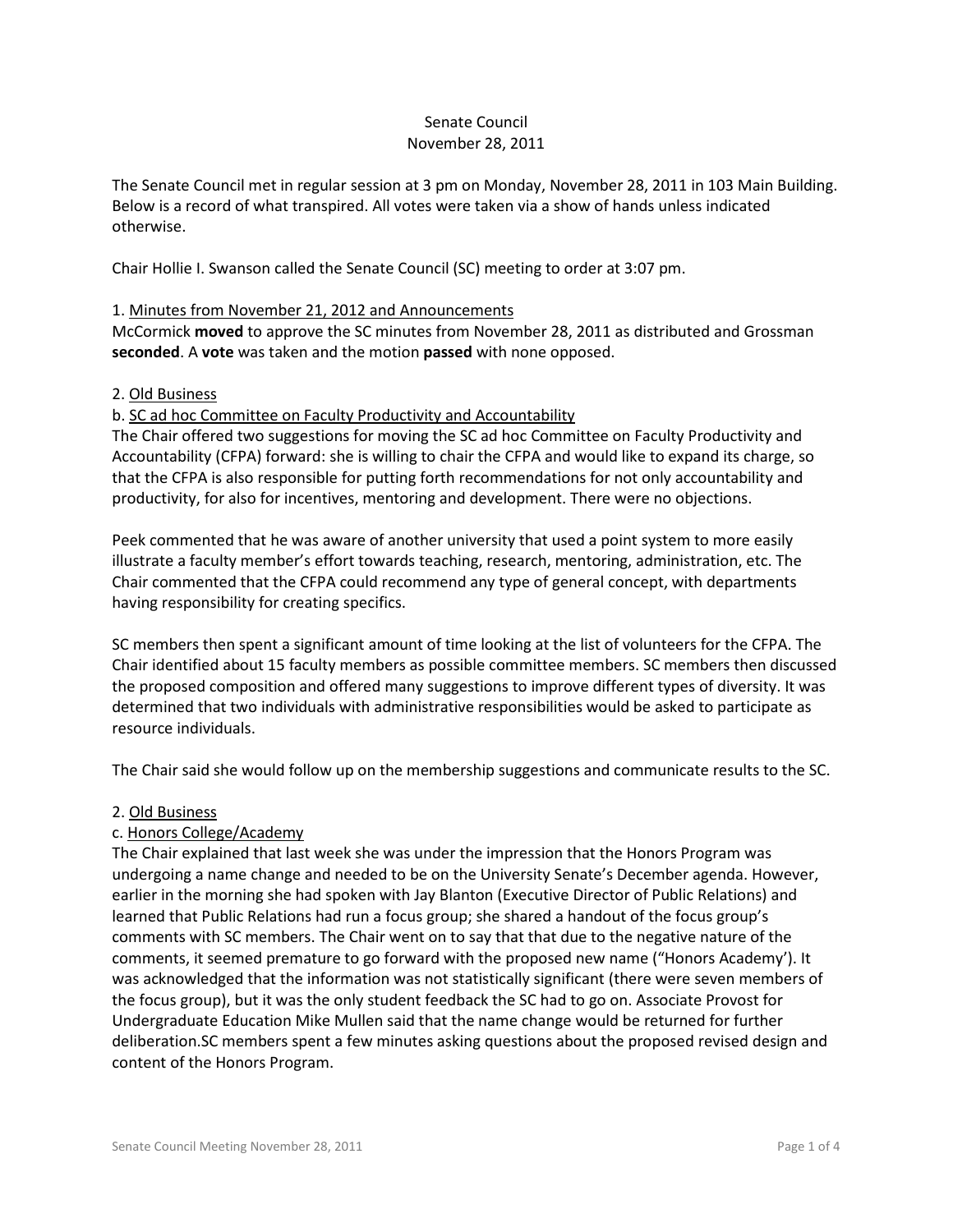Senate Council
November 28, 2011

The Senate Council met in regular session at 3 pm on Monday, November 28, 2011 in 103 Main Building. Below is a record of what transpired. All votes were taken via a show of hands unless indicated otherwise.

Chair Hollie I. Swanson called the Senate Council (SC) meeting to order at 3:07 pm.

1. Minutes from November 21, 2012 and Announcements
McCormick **moved** to approve the SC minutes from November 28, 2011 as distributed and Grossman **seconded**. A **vote** was taken and the motion **passed** with none opposed.

2. Old Business
b. SC ad hoc Committee on Faculty Productivity and Accountability
The Chair offered two suggestions for moving the SC ad hoc Committee on Faculty Productivity and Accountability (CFPA) forward: she is willing to chair the CFPA and would like to expand its charge, so that the CFPA is also responsible for putting forth recommendations for not only accountability and productivity, for also for incentives, mentoring and development. There were no objections.

Peek commented that he was aware of another university that used a point system to more easily illustrate a faculty member's effort towards teaching, research, mentoring, administration, etc. The Chair commented that the CFPA could recommend any type of general concept, with departments having responsibility for creating specifics.

SC members then spent a significant amount of time looking at the list of volunteers for the CFPA. The Chair identified about 15 faculty members as possible committee members. SC members then discussed the proposed composition and offered many suggestions to improve different types of diversity. It was determined that two individuals with administrative responsibilities would be asked to participate as resource individuals.

The Chair said she would follow up on the membership suggestions and communicate results to the SC.

2. Old Business
c. Honors College/Academy
The Chair explained that last week she was under the impression that the Honors Program was undergoing a name change and needed to be on the University Senate's December agenda. However, earlier in the morning she had spoken with Jay Blanton (Executive Director of Public Relations) and learned that Public Relations had run a focus group; she shared a handout of the focus group's comments with SC members. The Chair went on to say that that due to the negative nature of the comments, it seemed premature to go forward with the proposed new name ("Honors Academy'). It was acknowledged that the information was not statistically significant (there were seven members of the focus group), but it was the only student feedback the SC had to go on. Associate Provost for Undergraduate Education Mike Mullen said that the name change would be returned for further deliberation.SC members spent a few minutes asking questions about the proposed revised design and content of the Honors Program.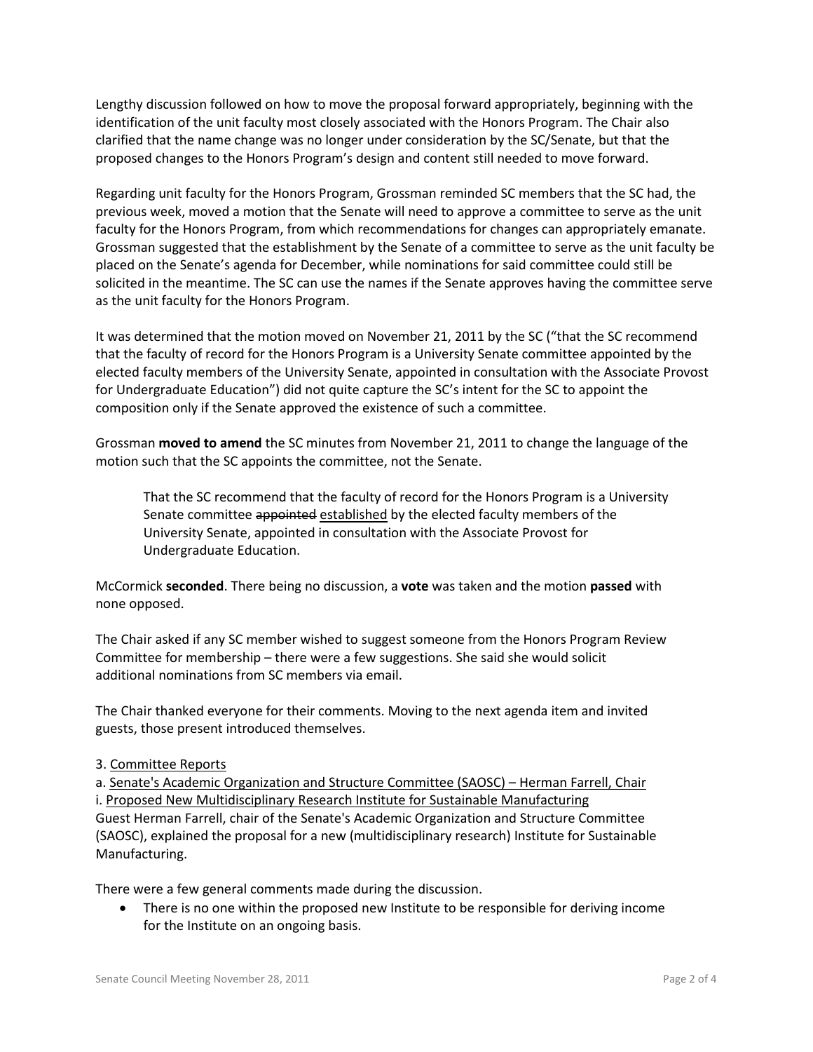Lengthy discussion followed on how to move the proposal forward appropriately, beginning with the identification of the unit faculty most closely associated with the Honors Program. The Chair also clarified that the name change was no longer under consideration by the SC/Senate, but that the proposed changes to the Honors Program's design and content still needed to move forward.

Regarding unit faculty for the Honors Program, Grossman reminded SC members that the SC had, the previous week, moved a motion that the Senate will need to approve a committee to serve as the unit faculty for the Honors Program, from which recommendations for changes can appropriately emanate. Grossman suggested that the establishment by the Senate of a committee to serve as the unit faculty be placed on the Senate's agenda for December, while nominations for said committee could still be solicited in the meantime. The SC can use the names if the Senate approves having the committee serve as the unit faculty for the Honors Program.

It was determined that the motion moved on November 21, 2011 by the SC ("that the SC recommend that the faculty of record for the Honors Program is a University Senate committee appointed by the elected faculty members of the University Senate, appointed in consultation with the Associate Provost for Undergraduate Education") did not quite capture the SC's intent for the SC to appoint the composition only if the Senate approved the existence of such a committee.

Grossman **moved to amend** the SC minutes from November 21, 2011 to change the language of the motion such that the SC appoints the committee, not the Senate.

> That the SC recommend that the faculty of record for the Honors Program is a University Senate committee ~~appointed~~ <u>established</u> by the elected faculty members of the University Senate, appointed in consultation with the Associate Provost for Undergraduate Education.

McCormick **seconded**. There being no discussion, a **vote** was taken and the motion **passed** with none opposed.

The Chair asked if any SC member wished to suggest someone from the Honors Program Review Committee for membership – there were a few suggestions. She said she would solicit additional nominations from SC members via email.

The Chair thanked everyone for their comments. Moving to the next agenda item and invited guests, those present introduced themselves.

3. <u>Committee Reports</u>

a. <u>Senate's Academic Organization and Structure Committee (SAOSC) – Herman Farrell, Chair</u>

i. <u>Proposed New Multidisciplinary Research Institute for Sustainable Manufacturing</u>

Guest Herman Farrell, chair of the Senate's Academic Organization and Structure Committee (SAOSC), explained the proposal for a new (multidisciplinary research) Institute for Sustainable Manufacturing.

There were a few general comments made during the discussion.

- There is no one within the proposed new Institute to be responsible for deriving income for the Institute on an ongoing basis.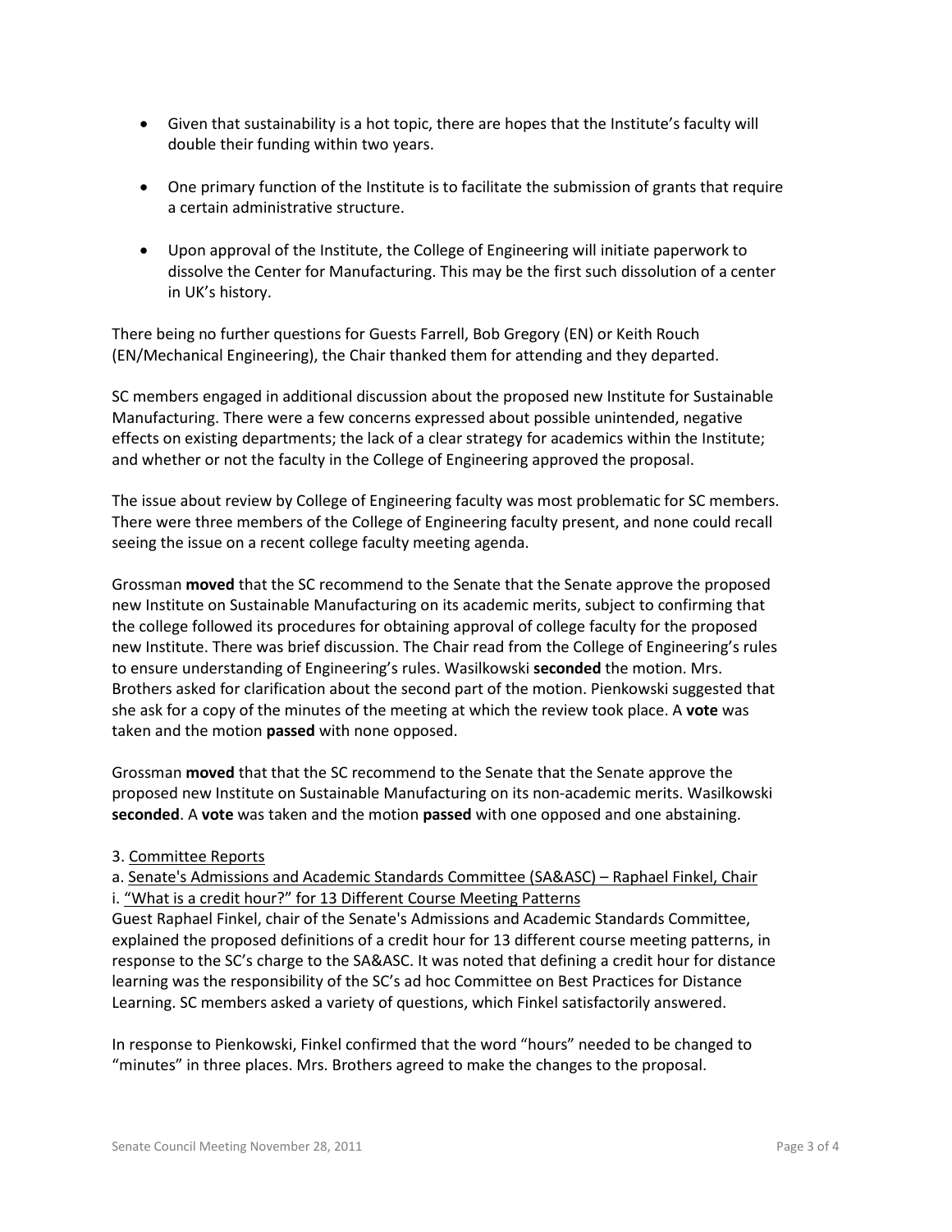- Given that sustainability is a hot topic, there are hopes that the Institute's faculty will double their funding within two years.

- One primary function of the Institute is to facilitate the submission of grants that require a certain administrative structure.

- Upon approval of the Institute, the College of Engineering will initiate paperwork to dissolve the Center for Manufacturing. This may be the first such dissolution of a center in UK's history.

There being no further questions for Guests Farrell, Bob Gregory (EN) or Keith Rouch (EN/Mechanical Engineering), the Chair thanked them for attending and they departed.

SC members engaged in additional discussion about the proposed new Institute for Sustainable Manufacturing. There were a few concerns expressed about possible unintended, negative effects on existing departments; the lack of a clear strategy for academics within the Institute; and whether or not the faculty in the College of Engineering approved the proposal.

The issue about review by College of Engineering faculty was most problematic for SC members. There were three members of the College of Engineering faculty present, and none could recall seeing the issue on a recent college faculty meeting agenda.

Grossman **moved** that the SC recommend to the Senate that the Senate approve the proposed new Institute on Sustainable Manufacturing on its academic merits, subject to confirming that the college followed its procedures for obtaining approval of college faculty for the proposed new Institute. There was brief discussion. The Chair read from the College of Engineering's rules to ensure understanding of Engineering's rules. Wasilkowski **seconded** the motion. Mrs. Brothers asked for clarification about the second part of the motion. Pienkowski suggested that she ask for a copy of the minutes of the meeting at which the review took place. A **vote** was taken and the motion **passed** with none opposed.

Grossman **moved** that that the SC recommend to the Senate that the Senate approve the proposed new Institute on Sustainable Manufacturing on its non-academic merits. Wasilkowski **seconded**. A **vote** was taken and the motion **passed** with one opposed and one abstaining.

3. Committee Reports

a. Senate's Admissions and Academic Standards Committee (SA&ASC) – Raphael Finkel, Chair

i. "What is a credit hour?" for 13 Different Course Meeting Patterns

Guest Raphael Finkel, chair of the Senate's Admissions and Academic Standards Committee, explained the proposed definitions of a credit hour for 13 different course meeting patterns, in response to the SC's charge to the SA&ASC. It was noted that defining a credit hour for distance learning was the responsibility of the SC's ad hoc Committee on Best Practices for Distance Learning. SC members asked a variety of questions, which Finkel satisfactorily answered.

In response to Pienkowski, Finkel confirmed that the word "hours" needed to be changed to "minutes" in three places. Mrs. Brothers agreed to make the changes to the proposal.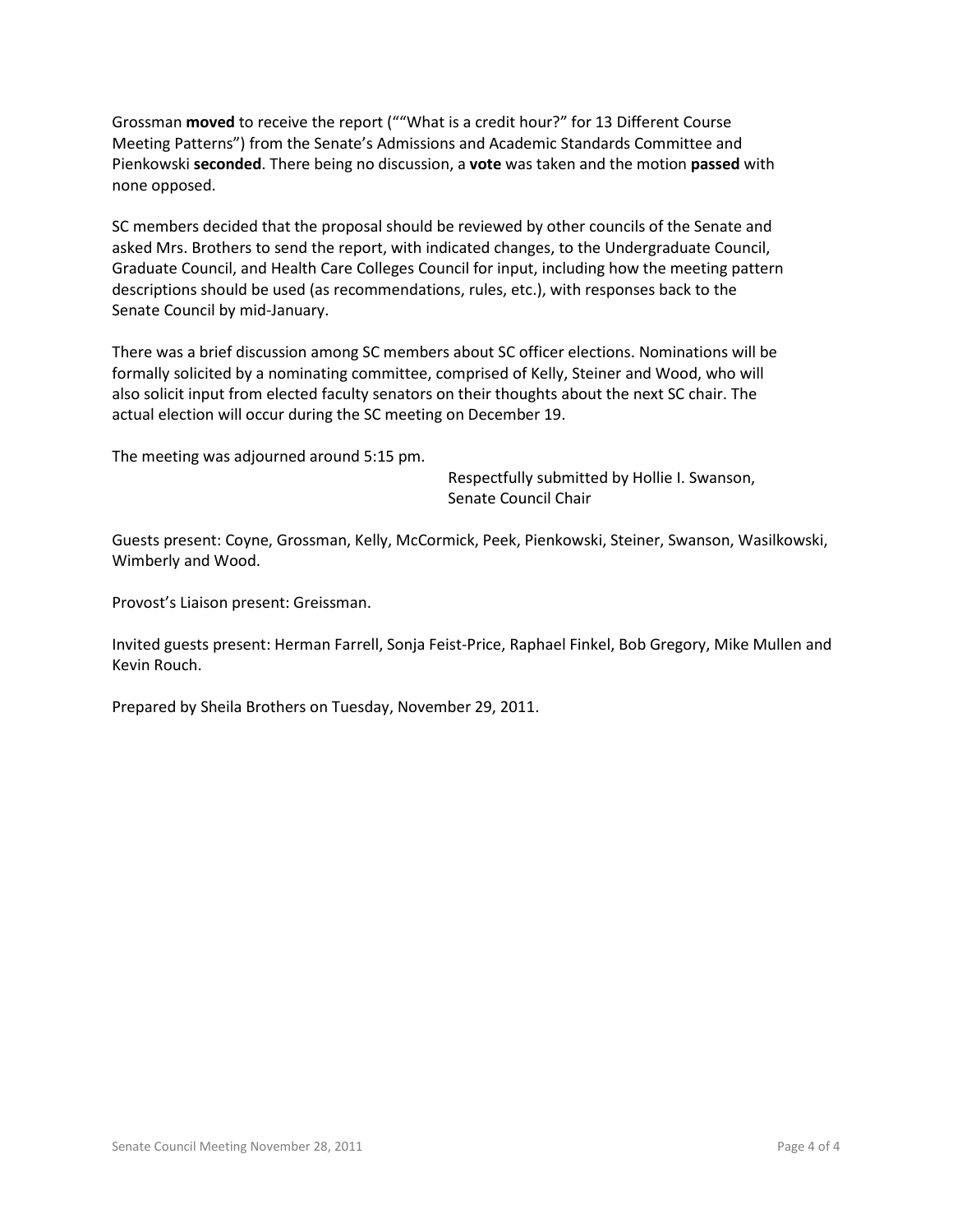Grossman **moved** to receive the report (""What is a credit hour?" for 13 Different Course Meeting Patterns") from the Senate's Admissions and Academic Standards Committee and Pienkowski **seconded**. There being no discussion, a **vote** was taken and the motion **passed** with none opposed.

SC members decided that the proposal should be reviewed by other councils of the Senate and asked Mrs. Brothers to send the report, with indicated changes, to the Undergraduate Council, Graduate Council, and Health Care Colleges Council for input, including how the meeting pattern descriptions should be used (as recommendations, rules, etc.), with responses back to the Senate Council by mid-January.

There was a brief discussion among SC members about SC officer elections. Nominations will be formally solicited by a nominating committee, comprised of Kelly, Steiner and Wood, who will also solicit input from elected faculty senators on their thoughts about the next SC chair. The actual election will occur during the SC meeting on December 19.

The meeting was adjourned around 5:15 pm.

Respectfully submitted by Hollie I. Swanson,
Senate Council Chair

Guests present: Coyne, Grossman, Kelly, McCormick, Peek, Pienkowski, Steiner, Swanson, Wasilkowski, Wimberly and Wood.

Provost's Liaison present: Greissman.

Invited guests present: Herman Farrell, Sonja Feist-Price, Raphael Finkel, Bob Gregory, Mike Mullen and Kevin Rouch.

Prepared by Sheila Brothers on Tuesday, November 29, 2011.